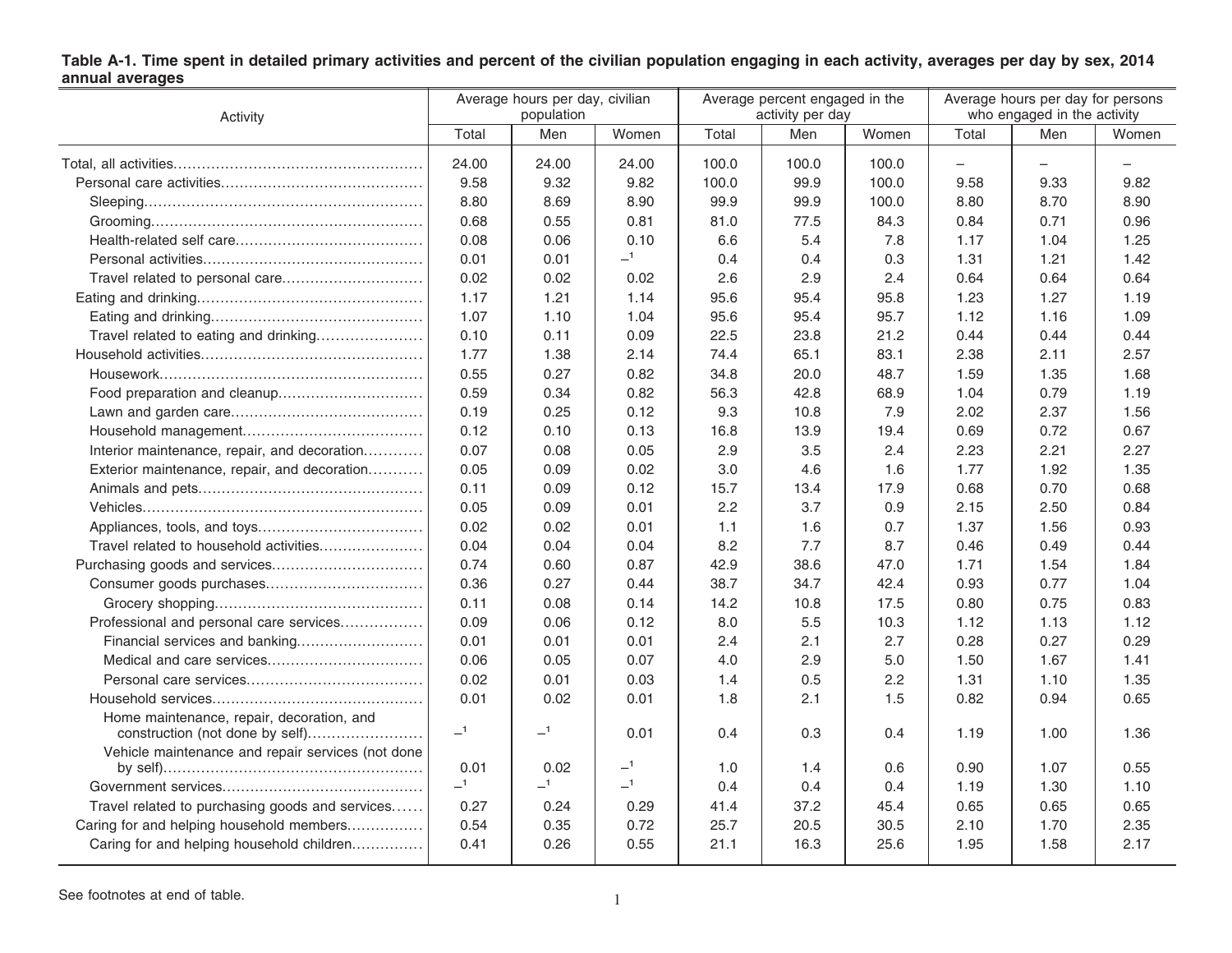**Table A-1. Time spent in detailed primary activities and percent of the civilian population engaging in each activity, averages per day by sex, 2014 annual averages**

| Activity | Average hours per day, civilian population | | | Average percent engaged in the activity per day | | | Average hours per day for persons who engaged in the activity | | |
|---|---|---|---|---|---|---|---|---|---|
| | Total | Men | Women | Total | Men | Women | Total | Men | Women |
| Total, all activities | 24.00 | 24.00 | 24.00 | 100.0 | 100.0 | 100.0 | – | – | – |
| Personal care activities | 9.58 | 9.32 | 9.82 | 100.0 | 99.9 | 100.0 | 9.58 | 9.33 | 9.82 |
| Sleeping | 8.80 | 8.69 | 8.90 | 99.9 | 99.9 | 100.0 | 8.80 | 8.70 | 8.90 |
| Grooming | 0.68 | 0.55 | 0.81 | 81.0 | 77.5 | 84.3 | 0.84 | 0.71 | 0.96 |
| Health-related self care | 0.08 | 0.06 | 0.10 | 6.6 | 5.4 | 7.8 | 1.17 | 1.04 | 1.25 |
| Personal activities | 0.01 | 0.01 | –[1] | 0.4 | 0.4 | 0.3 | 1.31 | 1.21 | 1.42 |
| Travel related to personal care | 0.02 | 0.02 | 0.02 | 2.6 | 2.9 | 2.4 | 0.64 | 0.64 | 0.64 |
| Eating and drinking | 1.17 | 1.21 | 1.14 | 95.6 | 95.4 | 95.8 | 1.23 | 1.27 | 1.19 |
| Eating and drinking | 1.07 | 1.10 | 1.04 | 95.6 | 95.4 | 95.7 | 1.12 | 1.16 | 1.09 |
| Travel related to eating and drinking | 0.10 | 0.11 | 0.09 | 22.5 | 23.8 | 21.2 | 0.44 | 0.44 | 0.44 |
| Household activities | 1.77 | 1.38 | 2.14 | 74.4 | 65.1 | 83.1 | 2.38 | 2.11 | 2.57 |
| Housework | 0.55 | 0.27 | 0.82 | 34.8 | 20.0 | 48.7 | 1.59 | 1.35 | 1.68 |
| Food preparation and cleanup | 0.59 | 0.34 | 0.82 | 56.3 | 42.8 | 68.9 | 1.04 | 0.79 | 1.19 |
| Lawn and garden care | 0.19 | 0.25 | 0.12 | 9.3 | 10.8 | 7.9 | 2.02 | 2.37 | 1.56 |
| Household management | 0.12 | 0.10 | 0.13 | 16.8 | 13.9 | 19.4 | 0.69 | 0.72 | 0.67 |
| Interior maintenance, repair, and decoration | 0.07 | 0.08 | 0.05 | 2.9 | 3.5 | 2.4 | 2.23 | 2.21 | 2.27 |
| Exterior maintenance, repair, and decoration | 0.05 | 0.09 | 0.02 | 3.0 | 4.6 | 1.6 | 1.77 | 1.92 | 1.35 |
| Animals and pets | 0.11 | 0.09 | 0.12 | 15.7 | 13.4 | 17.9 | 0.68 | 0.70 | 0.68 |
| Vehicles | 0.05 | 0.09 | 0.01 | 2.2 | 3.7 | 0.9 | 2.15 | 2.50 | 0.84 |
| Appliances, tools, and toys | 0.02 | 0.02 | 0.01 | 1.1 | 1.6 | 0.7 | 1.37 | 1.56 | 0.93 |
| Travel related to household activities | 0.04 | 0.04 | 0.04 | 8.2 | 7.7 | 8.7 | 0.46 | 0.49 | 0.44 |
| Purchasing goods and services | 0.74 | 0.60 | 0.87 | 42.9 | 38.6 | 47.0 | 1.71 | 1.54 | 1.84 |
| Consumer goods purchases | 0.36 | 0.27 | 0.44 | 38.7 | 34.7 | 42.4 | 0.93 | 0.77 | 1.04 |
| Grocery shopping | 0.11 | 0.08 | 0.14 | 14.2 | 10.8 | 17.5 | 0.80 | 0.75 | 0.83 |
| Professional and personal care services | 0.09 | 0.06 | 0.12 | 8.0 | 5.5 | 10.3 | 1.12 | 1.13 | 1.12 |
| Financial services and banking | 0.01 | 0.01 | 0.01 | 2.4 | 2.1 | 2.7 | 0.28 | 0.27 | 0.29 |
| Medical and care services | 0.06 | 0.05 | 0.07 | 4.0 | 2.9 | 5.0 | 1.50 | 1.67 | 1.41 |
| Personal care services | 0.02 | 0.01 | 0.03 | 1.4 | 0.5 | 2.2 | 1.31 | 1.10 | 1.35 |
| Household services | 0.01 | 0.02 | 0.01 | 1.8 | 2.1 | 1.5 | 0.82 | 0.94 | 0.65 |
| Home maintenance, repair, decoration, and construction (not done by self) | –[1] | –[1] | 0.01 | 0.4 | 0.3 | 0.4 | 1.19 | 1.00 | 1.36 |
| Vehicle maintenance and repair services (not done by self) | 0.01 | 0.02 | –[1] | 1.0 | 1.4 | 0.6 | 0.90 | 1.07 | 0.55 |
| Government services | –[1] | –[1] | –[1] | 0.4 | 0.4 | 0.4 | 1.19 | 1.30 | 1.10 |
| Travel related to purchasing goods and services | 0.27 | 0.24 | 0.29 | 41.4 | 37.2 | 45.4 | 0.65 | 0.65 | 0.65 |
| Caring for and helping household members | 0.54 | 0.35 | 0.72 | 25.7 | 20.5 | 30.5 | 2.10 | 1.70 | 2.35 |
| Caring for and helping household children | 0.41 | 0.26 | 0.55 | 21.1 | 16.3 | 25.6 | 1.95 | 1.58 | 2.17 |

See footnotes at end of table.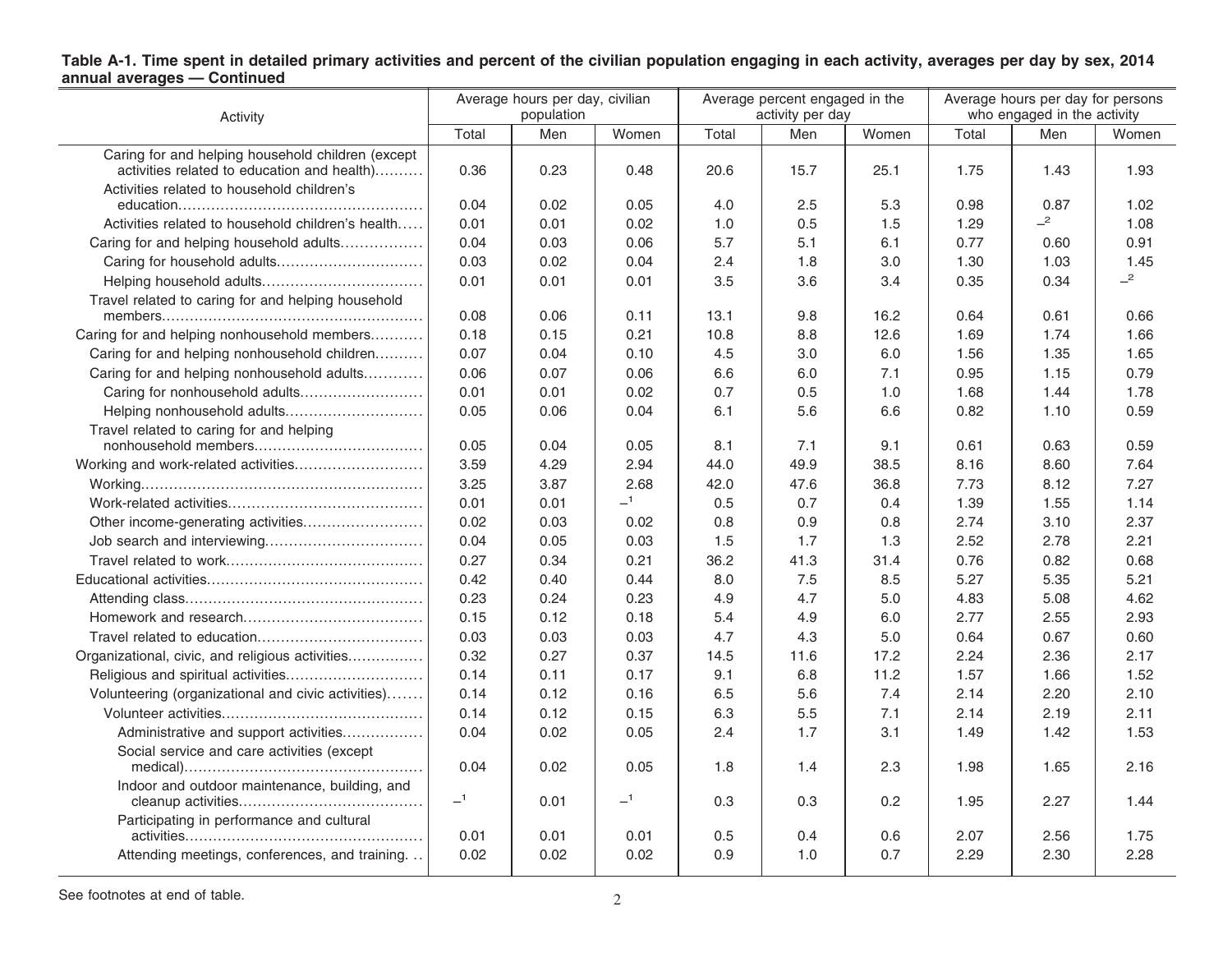**Table A-1. Time spent in detailed primary activities and percent of the civilian population engaging in each activity, averages per day by sex, 2014 annual averages — Continued**

| Activity | Average hours per day, civilian population | | | Average percent engaged in the activity per day | | | Average hours per day for persons who engaged in the activity | | |
|---|---|---|---|---|---|---|---|---|---|
| | Total | Men | Women | Total | Men | Women | Total | Men | Women |
| Caring for and helping household children (except activities related to education and health) | 0.36 | 0.23 | 0.48 | 20.6 | 15.7 | 25.1 | 1.75 | 1.43 | 1.93 |
| Activities related to household children's education | 0.04 | 0.02 | 0.05 | 4.0 | 2.5 | 5.3 | 0.98 | 0.87 | 1.02 |
| Activities related to household children's health | 0.01 | 0.01 | 0.02 | 1.0 | 0.5 | 1.5 | 1.29 | –[2] | 1.08 |
| Caring for and helping household adults | 0.04 | 0.03 | 0.06 | 5.7 | 5.1 | 6.1 | 0.77 | 0.60 | 0.91 |
| Caring for household adults | 0.03 | 0.02 | 0.04 | 2.4 | 1.8 | 3.0 | 1.30 | 1.03 | 1.45 |
| Helping household adults | 0.01 | 0.01 | 0.01 | 3.5 | 3.6 | 3.4 | 0.35 | 0.34 | –[2] |
| Travel related to caring for and helping household members | 0.08 | 0.06 | 0.11 | 13.1 | 9.8 | 16.2 | 0.64 | 0.61 | 0.66 |
| Caring for and helping nonhousehold members | 0.18 | 0.15 | 0.21 | 10.8 | 8.8 | 12.6 | 1.69 | 1.74 | 1.66 |
| Caring for and helping nonhousehold children | 0.07 | 0.04 | 0.10 | 4.5 | 3.0 | 6.0 | 1.56 | 1.35 | 1.65 |
| Caring for and helping nonhousehold adults | 0.06 | 0.07 | 0.06 | 6.6 | 6.0 | 7.1 | 0.95 | 1.15 | 0.79 |
| Caring for nonhousehold adults | 0.01 | 0.01 | 0.02 | 0.7 | 0.5 | 1.0 | 1.68 | 1.44 | 1.78 |
| Helping nonhousehold adults | 0.05 | 0.06 | 0.04 | 6.1 | 5.6 | 6.6 | 0.82 | 1.10 | 0.59 |
| Travel related to caring for and helping nonhousehold members | 0.05 | 0.04 | 0.05 | 8.1 | 7.1 | 9.1 | 0.61 | 0.63 | 0.59 |
| Working and work-related activities | 3.59 | 4.29 | 2.94 | 44.0 | 49.9 | 38.5 | 8.16 | 8.60 | 7.64 |
| Working | 3.25 | 3.87 | 2.68 | 42.0 | 47.6 | 36.8 | 7.73 | 8.12 | 7.27 |
| Work-related activities | 0.01 | 0.01 | –[1] | 0.5 | 0.7 | 0.4 | 1.39 | 1.55 | 1.14 |
| Other income-generating activities | 0.02 | 0.03 | 0.02 | 0.8 | 0.9 | 0.8 | 2.74 | 3.10 | 2.37 |
| Job search and interviewing | 0.04 | 0.05 | 0.03 | 1.5 | 1.7 | 1.3 | 2.52 | 2.78 | 2.21 |
| Travel related to work | 0.27 | 0.34 | 0.21 | 36.2 | 41.3 | 31.4 | 0.76 | 0.82 | 0.68 |
| Educational activities | 0.42 | 0.40 | 0.44 | 8.0 | 7.5 | 8.5 | 5.27 | 5.35 | 5.21 |
| Attending class | 0.23 | 0.24 | 0.23 | 4.9 | 4.7 | 5.0 | 4.83 | 5.08 | 4.62 |
| Homework and research | 0.15 | 0.12 | 0.18 | 5.4 | 4.9 | 6.0 | 2.77 | 2.55 | 2.93 |
| Travel related to education | 0.03 | 0.03 | 0.03 | 4.7 | 4.3 | 5.0 | 0.64 | 0.67 | 0.60 |
| Organizational, civic, and religious activities | 0.32 | 0.27 | 0.37 | 14.5 | 11.6 | 17.2 | 2.24 | 2.36 | 2.17 |
| Religious and spiritual activities | 0.14 | 0.11 | 0.17 | 9.1 | 6.8 | 11.2 | 1.57 | 1.66 | 1.52 |
| Volunteering (organizational and civic activities) | 0.14 | 0.12 | 0.16 | 6.5 | 5.6 | 7.4 | 2.14 | 2.20 | 2.10 |
| Volunteer activities | 0.14 | 0.12 | 0.15 | 6.3 | 5.5 | 7.1 | 2.14 | 2.19 | 2.11 |
| Administrative and support activities | 0.04 | 0.02 | 0.05 | 2.4 | 1.7 | 3.1 | 1.49 | 1.42 | 1.53 |
| Social service and care activities (except medical) | 0.04 | 0.02 | 0.05 | 1.8 | 1.4 | 2.3 | 1.98 | 1.65 | 2.16 |
| Indoor and outdoor maintenance, building, and cleanup activities | –[1] | 0.01 | –[1] | 0.3 | 0.3 | 0.2 | 1.95 | 2.27 | 1.44 |
| Participating in performance and cultural activities | 0.01 | 0.01 | 0.01 | 0.5 | 0.4 | 0.6 | 2.07 | 2.56 | 1.75 |
| Attending meetings, conferences, and training | 0.02 | 0.02 | 0.02 | 0.9 | 1.0 | 0.7 | 2.29 | 2.30 | 2.28 |

See footnotes at end of table.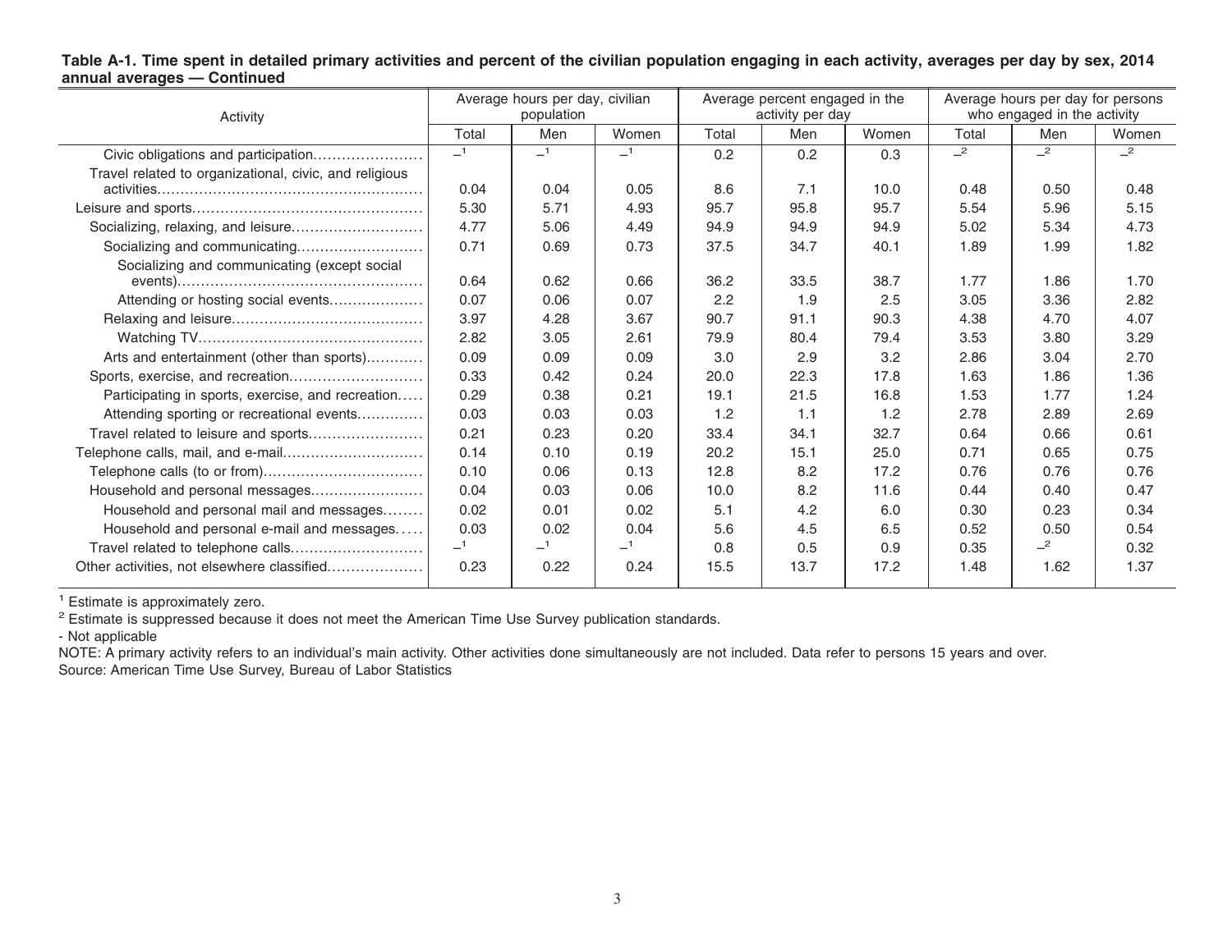**Table A-1. Time spent in detailed primary activities and percent of the civilian population engaging in each activity, averages per day by sex, 2014 annual averages — Continued**

| Activity | Average hours per day, civilian population | | | Average percent engaged in the activity per day | | | Average hours per day for persons who engaged in the activity | | |
|---|---|---|---|---|---|---|---|---|---|
| | Total | Men | Women | Total | Men | Women | Total | Men | Women |
| Civic obligations and participation | –[1] | –[1] | –[1] | 0.2 | 0.2 | 0.3 | –[2] | –[2] | –[2] |
| Travel related to organizational, civic, and religious activities | 0.04 | 0.04 | 0.05 | 8.6 | 7.1 | 10.0 | 0.48 | 0.50 | 0.48 |
| Leisure and sports | 5.30 | 5.71 | 4.93 | 95.7 | 95.8 | 95.7 | 5.54 | 5.96 | 5.15 |
| Socializing, relaxing, and leisure | 4.77 | 5.06 | 4.49 | 94.9 | 94.9 | 94.9 | 5.02 | 5.34 | 4.73 |
| Socializing and communicating | 0.71 | 0.69 | 0.73 | 37.5 | 34.7 | 40.1 | 1.89 | 1.99 | 1.82 |
| Socializing and communicating (except social events) | 0.64 | 0.62 | 0.66 | 36.2 | 33.5 | 38.7 | 1.77 | 1.86 | 1.70 |
| Attending or hosting social events | 0.07 | 0.06 | 0.07 | 2.2 | 1.9 | 2.5 | 3.05 | 3.36 | 2.82 |
| Relaxing and leisure | 3.97 | 4.28 | 3.67 | 90.7 | 91.1 | 90.3 | 4.38 | 4.70 | 4.07 |
| Watching TV | 2.82 | 3.05 | 2.61 | 79.9 | 80.4 | 79.4 | 3.53 | 3.80 | 3.29 |
| Arts and entertainment (other than sports) | 0.09 | 0.09 | 0.09 | 3.0 | 2.9 | 3.2 | 2.86 | 3.04 | 2.70 |
| Sports, exercise, and recreation | 0.33 | 0.42 | 0.24 | 20.0 | 22.3 | 17.8 | 1.63 | 1.86 | 1.36 |
| Participating in sports, exercise, and recreation | 0.29 | 0.38 | 0.21 | 19.1 | 21.5 | 16.8 | 1.53 | 1.77 | 1.24 |
| Attending sporting or recreational events | 0.03 | 0.03 | 0.03 | 1.2 | 1.1 | 1.2 | 2.78 | 2.89 | 2.69 |
| Travel related to leisure and sports | 0.21 | 0.23 | 0.20 | 33.4 | 34.1 | 32.7 | 0.64 | 0.66 | 0.61 |
| Telephone calls, mail, and e-mail | 0.14 | 0.10 | 0.19 | 20.2 | 15.1 | 25.0 | 0.71 | 0.65 | 0.75 |
| Telephone calls (to or from) | 0.10 | 0.06 | 0.13 | 12.8 | 8.2 | 17.2 | 0.76 | 0.76 | 0.76 |
| Household and personal messages | 0.04 | 0.03 | 0.06 | 10.0 | 8.2 | 11.6 | 0.44 | 0.40 | 0.47 |
| Household and personal mail and messages | 0.02 | 0.01 | 0.02 | 5.1 | 4.2 | 6.0 | 0.30 | 0.23 | 0.34 |
| Household and personal e-mail and messages | 0.03 | 0.02 | 0.04 | 5.6 | 4.5 | 6.5 | 0.52 | 0.50 | 0.54 |
| Travel related to telephone calls | –[1] | –[1] | –[1] | 0.8 | 0.5 | 0.9 | 0.35 | –[2] | 0.32 |
| Other activities, not elsewhere classified | 0.23 | 0.22 | 0.24 | 15.5 | 13.7 | 17.2 | 1.48 | 1.62 | 1.37 |

[1] Estimate is approximately zero.

[2] Estimate is suppressed because it does not meet the American Time Use Survey publication standards.

- Not applicable

NOTE: A primary activity refers to an individual's main activity. Other activities done simultaneously are not included. Data refer to persons 15 years and over.

Source: American Time Use Survey, Bureau of Labor Statistics